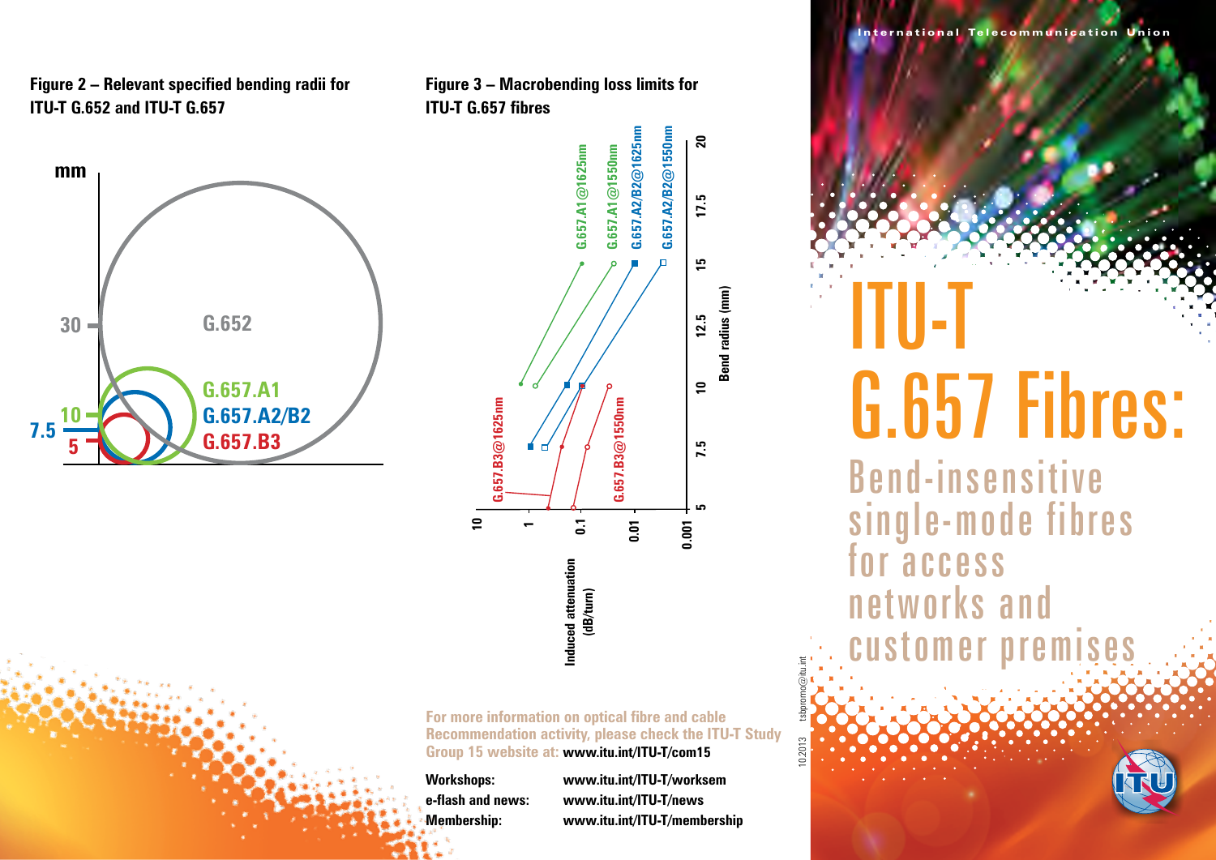**Figure 2 – Relevant specified bending radii for ITU-T G.652 and ITU-T G.657**

**Figure 3 – Macrobending loss limits for ITU-T G.657 fibres**

For more information on optical fibre and cable Recommendation activity, please check the ITU-T Study Group 15 website at: **www.itu.int/ITU-T/com15**

| | |
|---|---|
| **Workshops:** | **www.itu.int/ITU-T/worksem** |
| **e-flash and news:** | **www.itu.int/ITU-T/news** |
| **Membership:** | **www.itu.int/ITU-T/membership** |

10.2013 tsbpromo@itu.int

International Telecommunication Union

# ITU-T G.657 Fibres:

## Bend-insensitive single-mode fibres for access networks and customer premises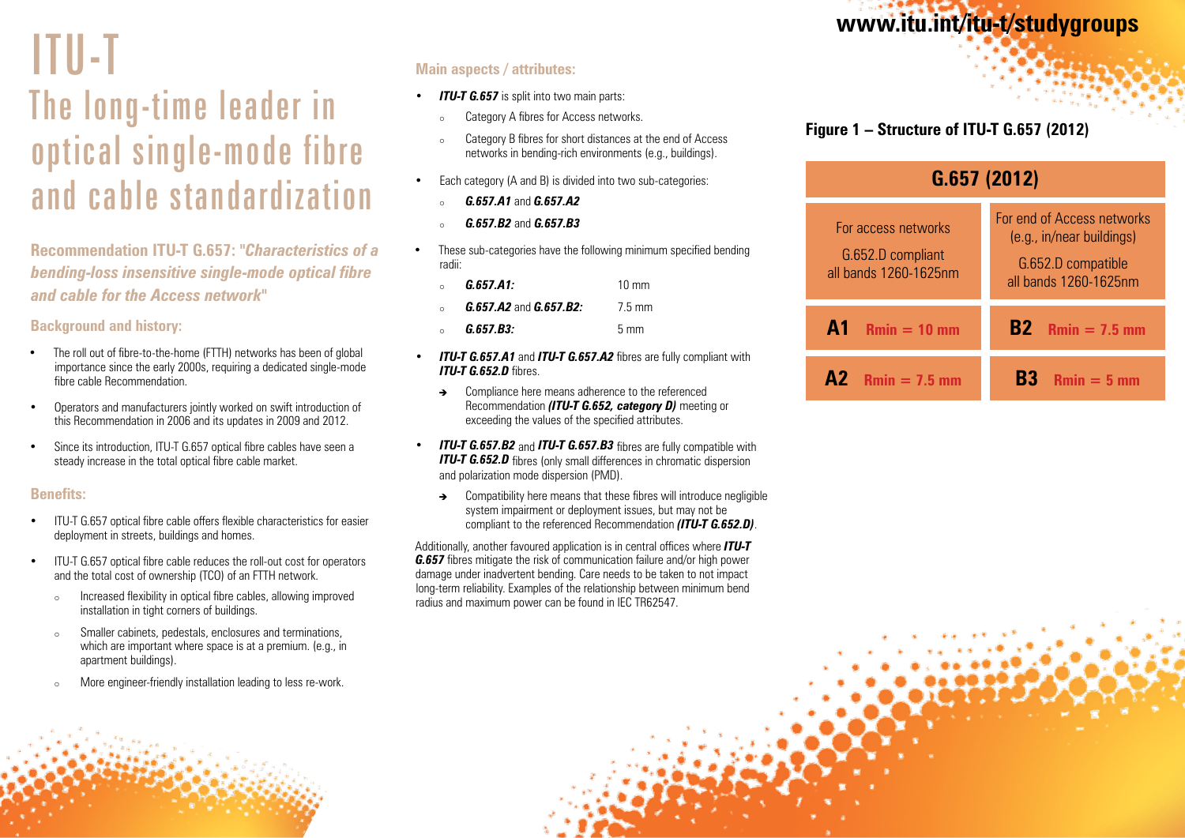# ITU-T

## The long-time leader in optical single-mode fibre and cable standardization

### Recommendation ITU-T G.657: "*Characteristics of a bending-loss insensitive single-mode optical fibre and cable for the Access network*"

### Background and history:

- The roll out of fibre-to-the-home (FTTH) networks has been of global importance since the early 2000s, requiring a dedicated single-mode fibre cable Recommendation.
- Operators and manufacturers jointly worked on swift introduction of this Recommendation in 2006 and its updates in 2009 and 2012.
- Since its introduction, ITU-T G.657 optical fibre cables have seen a steady increase in the total optical fibre cable market.

### Benefits:

- ITU-T G.657 optical fibre cable offers flexible characteristics for easier deployment in streets, buildings and homes.
- ITU-T G.657 optical fibre cable reduces the roll-out cost for operators and the total cost of ownership (TCO) of an FTTH network.
  - Increased flexibility in optical fibre cables, allowing improved installation in tight corners of buildings.
  - Smaller cabinets, pedestals, enclosures and terminations, which are important where space is at a premium. (e.g., in apartment buildings).
  - More engineer-friendly installation leading to less re-work.

### Main aspects / attributes:

- ***ITU-T G.657*** is split into two main parts:
  - Category A fibres for Access networks.
  - Category B fibres for short distances at the end of Access networks in bending-rich environments (e.g., buildings).
- Each category (A and B) is divided into two sub-categories:
  - ***G.657.A1*** and ***G.657.A2***
  - ***G.657.B2*** and ***G.657.B3***
- These sub-categories have the following minimum specified bending radii:
  - ***G.657.A1:*** 10 mm
  - ***G.657.A2*** and ***G.657.B2:*** 7.5 mm
  - ***G.657.B3:*** 5 mm
- ***ITU-T G.657.A1*** and ***ITU-T G.657.A2*** fibres are fully compliant with ***ITU-T G.652.D*** fibres.
  - ➔ Compliance here means adherence to the referenced Recommendation ***(ITU-T G.652, category D)*** meeting or exceeding the values of the specified attributes.
- ***ITU-T G.657.B2*** and ***ITU-T G.657.B3*** fibres are fully compatible with ***ITU-T G.652.D*** fibres (only small differences in chromatic dispersion and polarization mode dispersion (PMD).
  - ➔ Compatibility here means that these fibres will introduce negligible system impairment or deployment issues, but may not be compliant to the referenced Recommendation ***(ITU-T G.652.D)***.

Additionally, another favoured application is in central offices where ***ITU-T G.657*** fibres mitigate the risk of communication failure and/or high power damage under inadvertent bending. Care needs to be taken to not impact long-term reliability. Examples of the relationship between minimum bend radius and maximum power can be found in IEC TR62547.

www.itu.int/itu-t/studygroups

**Figure 1 – Structure of ITU-T G.657 (2012)**

| G.657 (2012) | |
|---|---|
| For access networks<br>G.652.D compliant<br>all bands 1260-1625nm | For end of Access networks (e.g., in/near buildings)<br>G.652.D compatible<br>all bands 1260-1625nm |
| **A1** Rmin = 10 mm | **B2** Rmin = 7.5 mm |
| **A2** Rmin = 7.5 mm | **B3** Rmin = 5 mm |